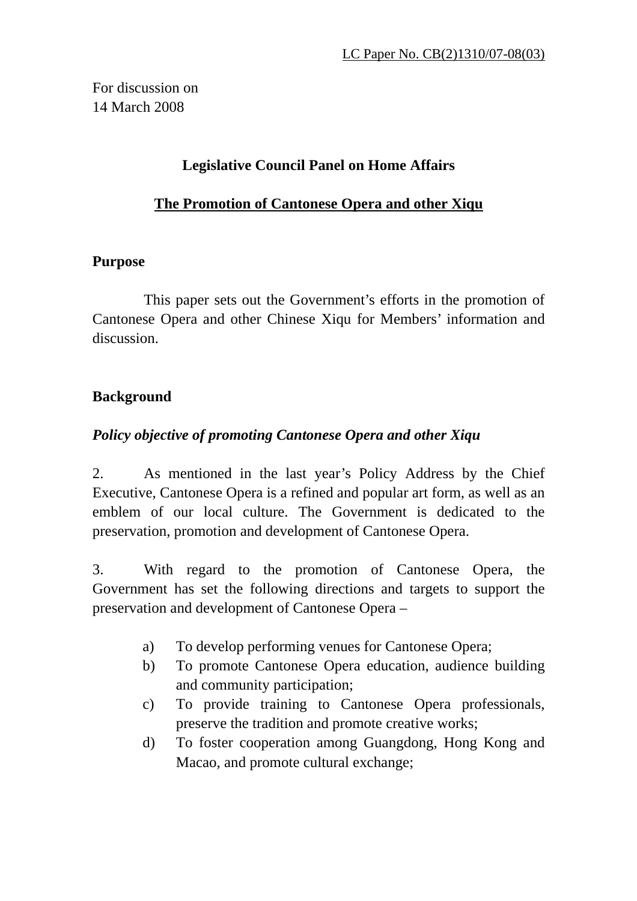LC Paper No. CB(2)1310/07-08(03)

For discussion on
14 March 2008

**Legislative Council Panel on Home Affairs**

**The Promotion of Cantonese Opera and other Xiqu**

**Purpose**

This paper sets out the Government's efforts in the promotion of Cantonese Opera and other Chinese Xiqu for Members' information and discussion.

**Background**

***Policy objective of promoting Cantonese Opera and other Xiqu***

2. As mentioned in the last year's Policy Address by the Chief Executive, Cantonese Opera is a refined and popular art form, as well as an emblem of our local culture. The Government is dedicated to the preservation, promotion and development of Cantonese Opera.

3. With regard to the promotion of Cantonese Opera, the Government has set the following directions and targets to support the preservation and development of Cantonese Opera –

a) To develop performing venues for Cantonese Opera;
b) To promote Cantonese Opera education, audience building and community participation;
c) To provide training to Cantonese Opera professionals, preserve the tradition and promote creative works;
d) To foster cooperation among Guangdong, Hong Kong and Macao, and promote cultural exchange;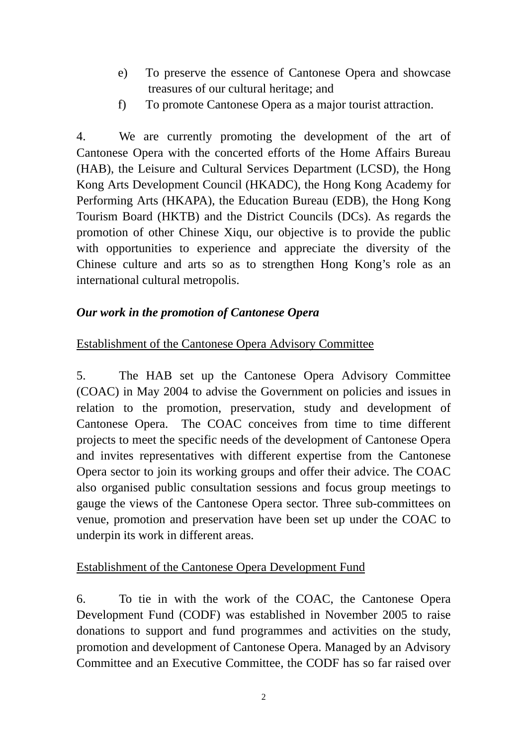e) To preserve the essence of Cantonese Opera and showcase treasures of our cultural heritage; and

f) To promote Cantonese Opera as a major tourist attraction.

4. We are currently promoting the development of the art of Cantonese Opera with the concerted efforts of the Home Affairs Bureau (HAB), the Leisure and Cultural Services Department (LCSD), the Hong Kong Arts Development Council (HKADC), the Hong Kong Academy for Performing Arts (HKAPA), the Education Bureau (EDB), the Hong Kong Tourism Board (HKTB) and the District Councils (DCs). As regards the promotion of other Chinese Xiqu, our objective is to provide the public with opportunities to experience and appreciate the diversity of the Chinese culture and arts so as to strengthen Hong Kong's role as an international cultural metropolis.

***Our work in the promotion of Cantonese Opera***

Establishment of the Cantonese Opera Advisory Committee

5. The HAB set up the Cantonese Opera Advisory Committee (COAC) in May 2004 to advise the Government on policies and issues in relation to the promotion, preservation, study and development of Cantonese Opera. The COAC conceives from time to time different projects to meet the specific needs of the development of Cantonese Opera and invites representatives with different expertise from the Cantonese Opera sector to join its working groups and offer their advice. The COAC also organised public consultation sessions and focus group meetings to gauge the views of the Cantonese Opera sector. Three sub-committees on venue, promotion and preservation have been set up under the COAC to underpin its work in different areas.

Establishment of the Cantonese Opera Development Fund

6. To tie in with the work of the COAC, the Cantonese Opera Development Fund (CODF) was established in November 2005 to raise donations to support and fund programmes and activities on the study, promotion and development of Cantonese Opera. Managed by an Advisory Committee and an Executive Committee, the CODF has so far raised over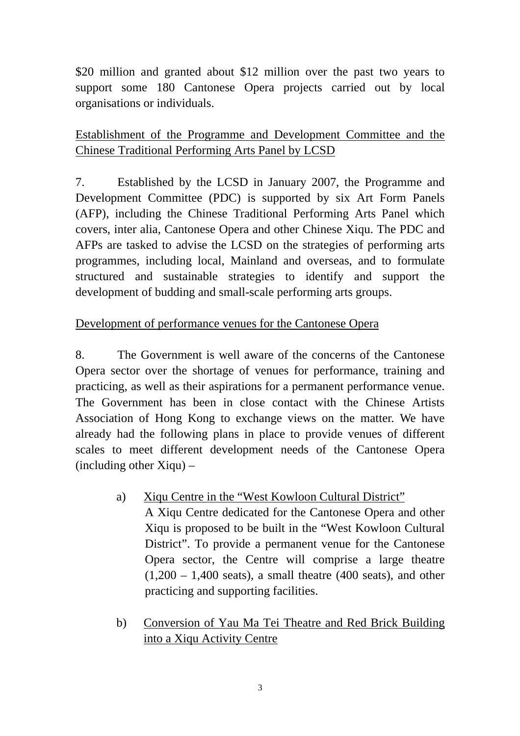$20 million and granted about $12 million over the past two years to support some 180 Cantonese Opera projects carried out by local organisations or individuals.

<u>Establishment of the Programme and Development Committee and the Chinese Traditional Performing Arts Panel by LCSD</u>

7. Established by the LCSD in January 2007, the Programme and Development Committee (PDC) is supported by six Art Form Panels (AFP), including the Chinese Traditional Performing Arts Panel which covers, inter alia, Cantonese Opera and other Chinese Xiqu. The PDC and AFPs are tasked to advise the LCSD on the strategies of performing arts programmes, including local, Mainland and overseas, and to formulate structured and sustainable strategies to identify and support the development of budding and small-scale performing arts groups.

<u>Development of performance venues for the Cantonese Opera</u>

8. The Government is well aware of the concerns of the Cantonese Opera sector over the shortage of venues for performance, training and practicing, as well as their aspirations for a permanent performance venue. The Government has been in close contact with the Chinese Artists Association of Hong Kong to exchange views on the matter. We have already had the following plans in place to provide venues of different scales to meet different development needs of the Cantonese Opera (including other Xiqu) –

a) <u>Xiqu Centre in the "West Kowloon Cultural District"</u>
A Xiqu Centre dedicated for the Cantonese Opera and other Xiqu is proposed to be built in the "West Kowloon Cultural District". To provide a permanent venue for the Cantonese Opera sector, the Centre will comprise a large theatre (1,200 – 1,400 seats), a small theatre (400 seats), and other practicing and supporting facilities.

b) <u>Conversion of Yau Ma Tei Theatre and Red Brick Building into a Xiqu Activity Centre</u>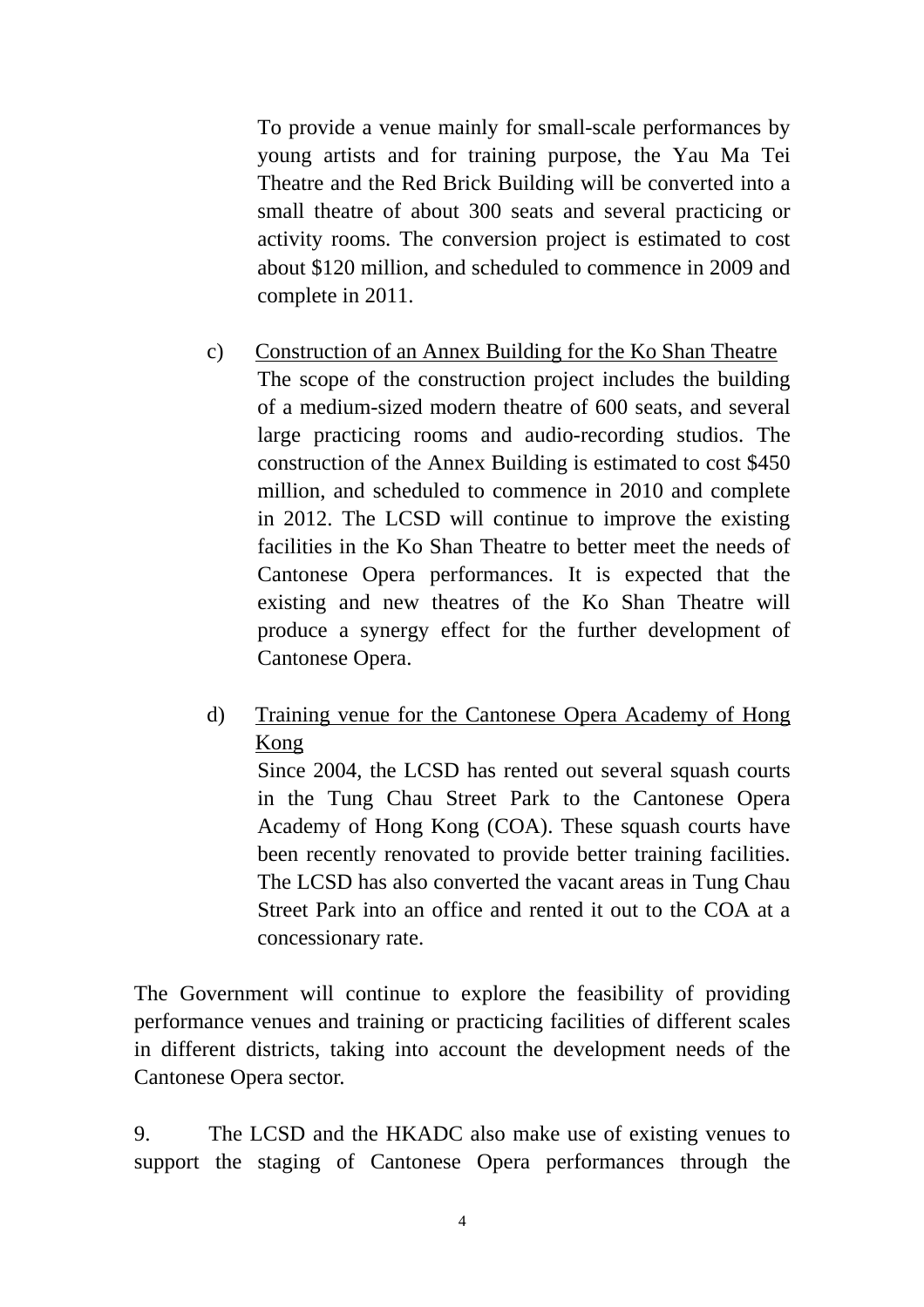To provide a venue mainly for small-scale performances by young artists and for training purpose, the Yau Ma Tei Theatre and the Red Brick Building will be converted into a small theatre of about 300 seats and several practicing or activity rooms. The conversion project is estimated to cost about $120 million, and scheduled to commence in 2009 and complete in 2011.

c) Construction of an Annex Building for the Ko Shan Theatre

The scope of the construction project includes the building of a medium-sized modern theatre of 600 seats, and several large practicing rooms and audio-recording studios. The construction of the Annex Building is estimated to cost $450 million, and scheduled to commence in 2010 and complete in 2012. The LCSD will continue to improve the existing facilities in the Ko Shan Theatre to better meet the needs of Cantonese Opera performances. It is expected that the existing and new theatres of the Ko Shan Theatre will produce a synergy effect for the further development of Cantonese Opera.

d) Training venue for the Cantonese Opera Academy of Hong Kong

Since 2004, the LCSD has rented out several squash courts in the Tung Chau Street Park to the Cantonese Opera Academy of Hong Kong (COA). These squash courts have been recently renovated to provide better training facilities. The LCSD has also converted the vacant areas in Tung Chau Street Park into an office and rented it out to the COA at a concessionary rate.

The Government will continue to explore the feasibility of providing performance venues and training or practicing facilities of different scales in different districts, taking into account the development needs of the Cantonese Opera sector.

9. The LCSD and the HKADC also make use of existing venues to support the staging of Cantonese Opera performances through the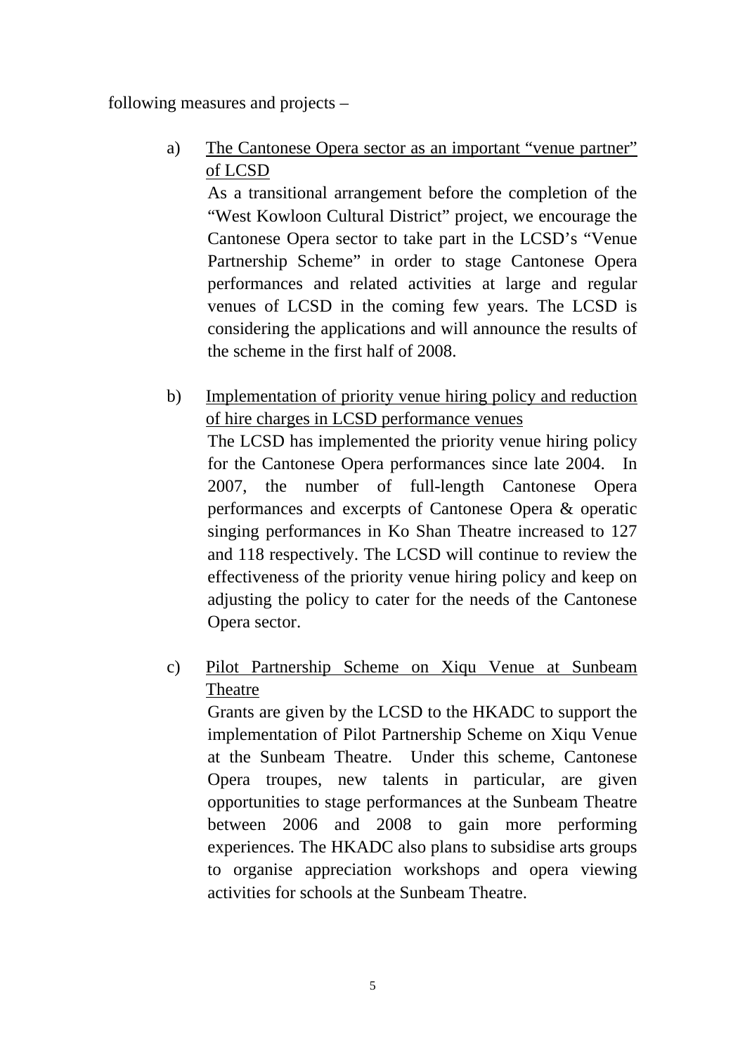following measures and projects –

a) <u>The Cantonese Opera sector as an important "venue partner" of LCSD</u>

As a transitional arrangement before the completion of the "West Kowloon Cultural District" project, we encourage the Cantonese Opera sector to take part in the LCSD's "Venue Partnership Scheme" in order to stage Cantonese Opera performances and related activities at large and regular venues of LCSD in the coming few years. The LCSD is considering the applications and will announce the results of the scheme in the first half of 2008.

b) <u>Implementation of priority venue hiring policy and reduction of hire charges in LCSD performance venues</u>

The LCSD has implemented the priority venue hiring policy for the Cantonese Opera performances since late 2004. In 2007, the number of full-length Cantonese Opera performances and excerpts of Cantonese Opera & operatic singing performances in Ko Shan Theatre increased to 127 and 118 respectively. The LCSD will continue to review the effectiveness of the priority venue hiring policy and keep on adjusting the policy to cater for the needs of the Cantonese Opera sector.

c) <u>Pilot Partnership Scheme on Xiqu Venue at Sunbeam Theatre</u>

Grants are given by the LCSD to the HKADC to support the implementation of Pilot Partnership Scheme on Xiqu Venue at the Sunbeam Theatre. Under this scheme, Cantonese Opera troupes, new talents in particular, are given opportunities to stage performances at the Sunbeam Theatre between 2006 and 2008 to gain more performing experiences. The HKADC also plans to subsidise arts groups to organise appreciation workshops and opera viewing activities for schools at the Sunbeam Theatre.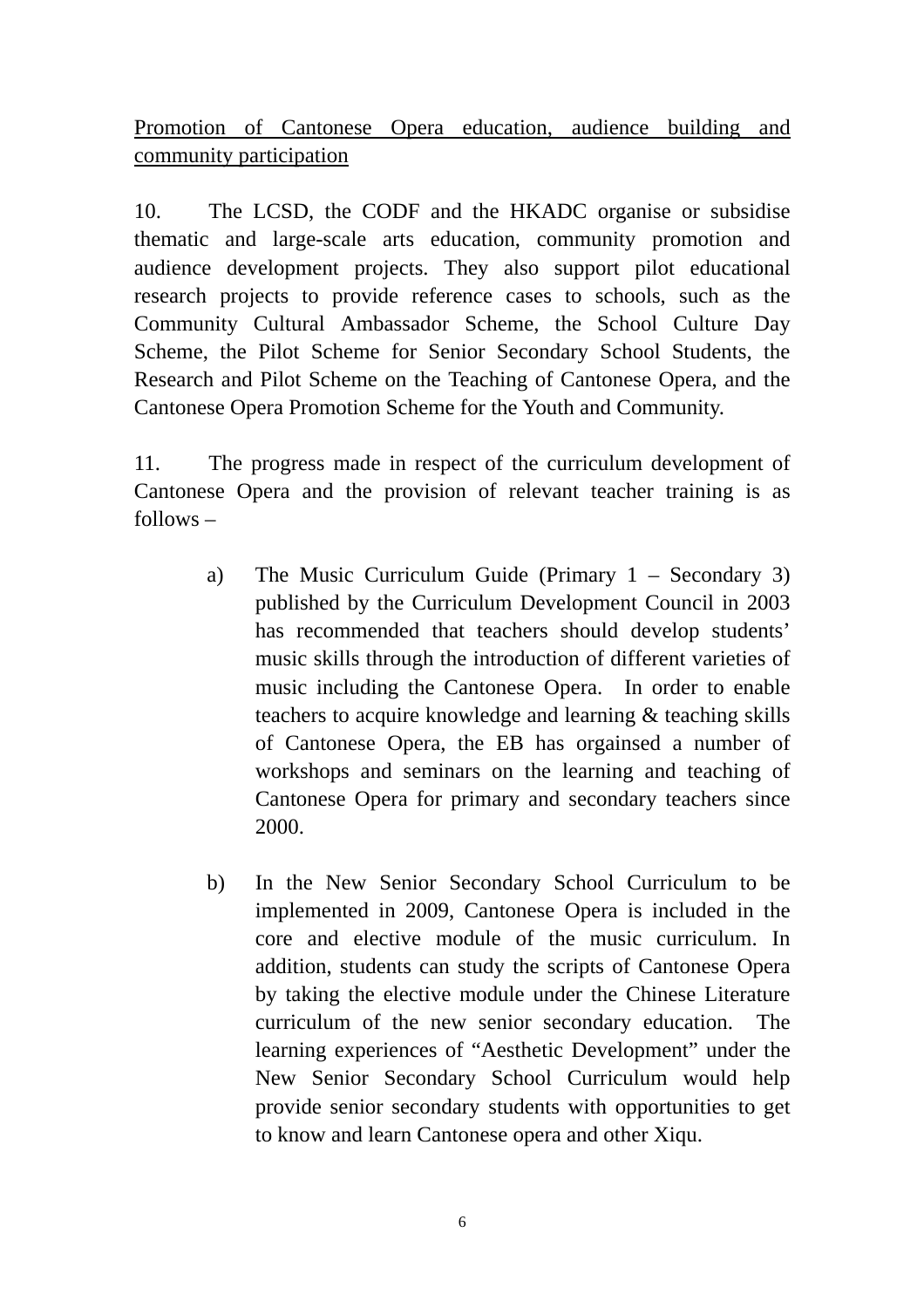<u>Promotion of Cantonese Opera education, audience building and community participation</u>

10. The LCSD, the CODF and the HKADC organise or subsidise thematic and large-scale arts education, community promotion and audience development projects. They also support pilot educational research projects to provide reference cases to schools, such as the Community Cultural Ambassador Scheme, the School Culture Day Scheme, the Pilot Scheme for Senior Secondary School Students, the Research and Pilot Scheme on the Teaching of Cantonese Opera, and the Cantonese Opera Promotion Scheme for the Youth and Community.

11. The progress made in respect of the curriculum development of Cantonese Opera and the provision of relevant teacher training is as follows –

a) The Music Curriculum Guide (Primary 1 – Secondary 3) published by the Curriculum Development Council in 2003 has recommended that teachers should develop students' music skills through the introduction of different varieties of music including the Cantonese Opera. In order to enable teachers to acquire knowledge and learning & teaching skills of Cantonese Opera, the EB has orgainsed a number of workshops and seminars on the learning and teaching of Cantonese Opera for primary and secondary teachers since 2000.

b) In the New Senior Secondary School Curriculum to be implemented in 2009, Cantonese Opera is included in the core and elective module of the music curriculum. In addition, students can study the scripts of Cantonese Opera by taking the elective module under the Chinese Literature curriculum of the new senior secondary education. The learning experiences of "Aesthetic Development" under the New Senior Secondary School Curriculum would help provide senior secondary students with opportunities to get to know and learn Cantonese opera and other Xiqu.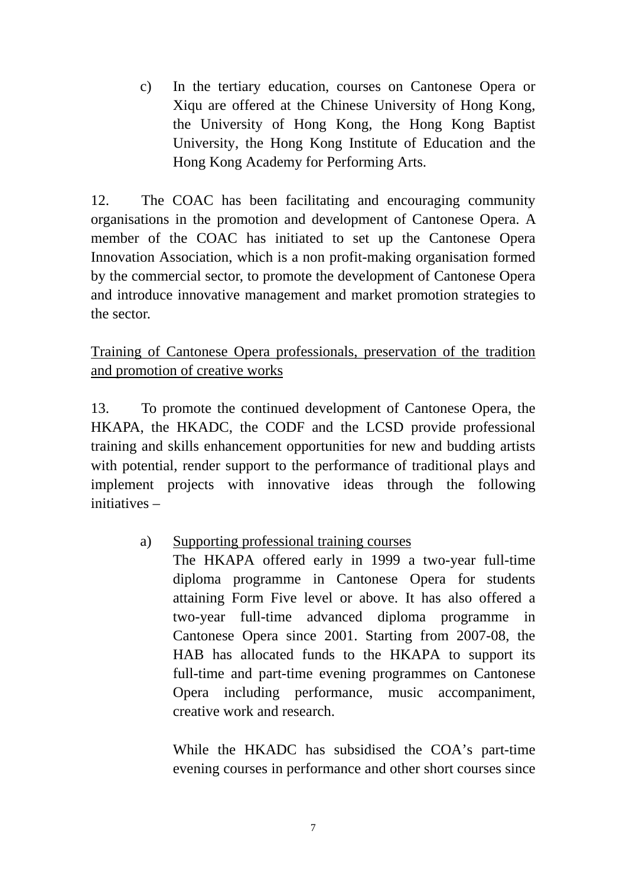c) In the tertiary education, courses on Cantonese Opera or Xiqu are offered at the Chinese University of Hong Kong, the University of Hong Kong, the Hong Kong Baptist University, the Hong Kong Institute of Education and the Hong Kong Academy for Performing Arts.

12. The COAC has been facilitating and encouraging community organisations in the promotion and development of Cantonese Opera. A member of the COAC has initiated to set up the Cantonese Opera Innovation Association, which is a non profit-making organisation formed by the commercial sector, to promote the development of Cantonese Opera and introduce innovative management and market promotion strategies to the sector.

<u>Training of Cantonese Opera professionals, preservation of the tradition and promotion of creative works</u>

13. To promote the continued development of Cantonese Opera, the HKAPA, the HKADC, the CODF and the LCSD provide professional training and skills enhancement opportunities for new and budding artists with potential, render support to the performance of traditional plays and implement projects with innovative ideas through the following initiatives –

a) <u>Supporting professional training courses</u>
   The HKAPA offered early in 1999 a two-year full-time diploma programme in Cantonese Opera for students attaining Form Five level or above. It has also offered a two-year full-time advanced diploma programme in Cantonese Opera since 2001. Starting from 2007-08, the HAB has allocated funds to the HKAPA to support its full-time and part-time evening programmes on Cantonese Opera including performance, music accompaniment, creative work and research.

   While the HKADC has subsidised the COA's part-time evening courses in performance and other short courses since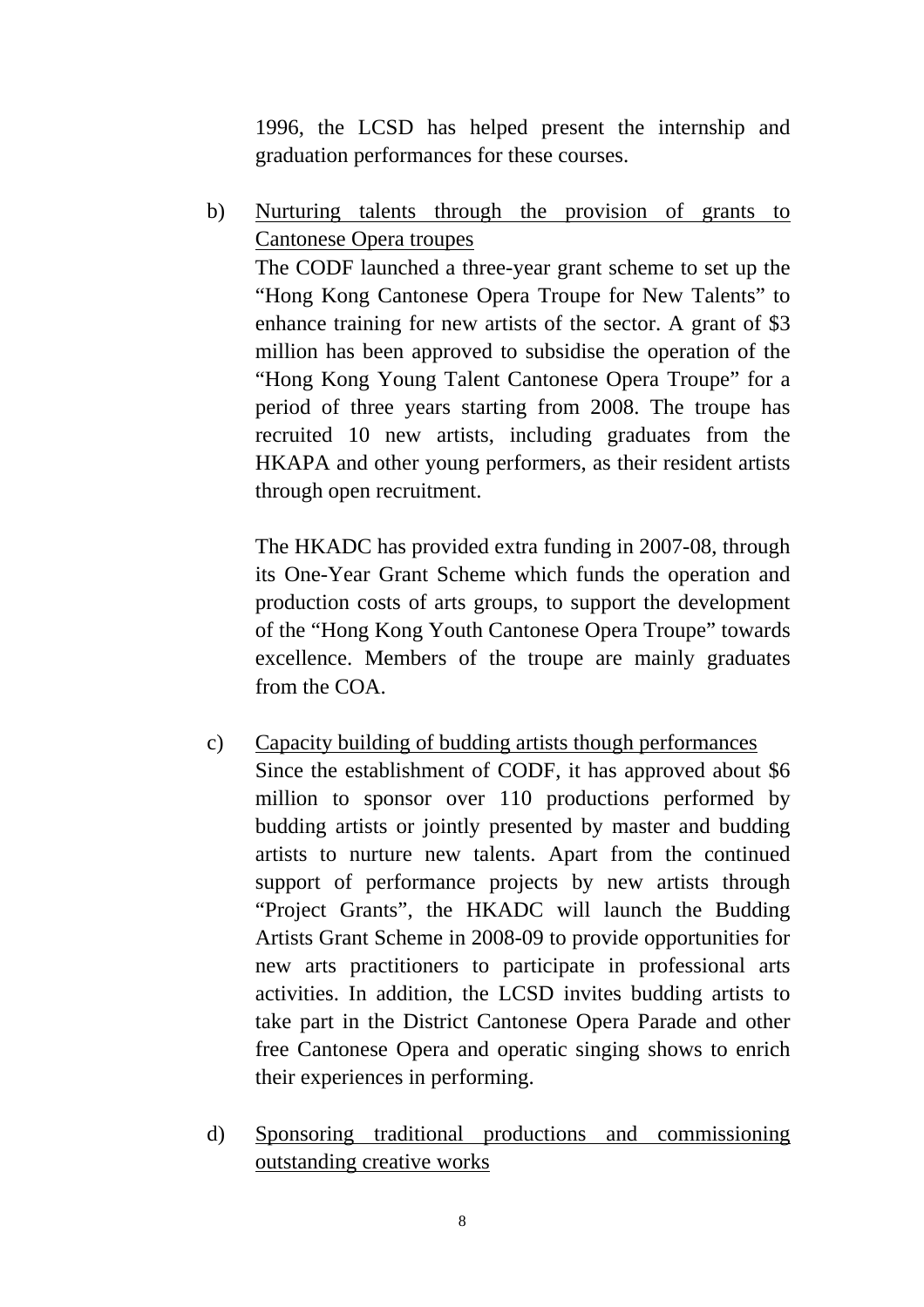1996, the LCSD has helped present the internship and graduation performances for these courses.

b) Nurturing talents through the provision of grants to Cantonese Opera troupes

The CODF launched a three-year grant scheme to set up the "Hong Kong Cantonese Opera Troupe for New Talents" to enhance training for new artists of the sector. A grant of $3 million has been approved to subsidise the operation of the "Hong Kong Young Talent Cantonese Opera Troupe" for a period of three years starting from 2008. The troupe has recruited 10 new artists, including graduates from the HKAPA and other young performers, as their resident artists through open recruitment.

The HKADC has provided extra funding in 2007-08, through its One-Year Grant Scheme which funds the operation and production costs of arts groups, to support the development of the "Hong Kong Youth Cantonese Opera Troupe" towards excellence. Members of the troupe are mainly graduates from the COA.

c) Capacity building of budding artists though performances

Since the establishment of CODF, it has approved about $6 million to sponsor over 110 productions performed by budding artists or jointly presented by master and budding artists to nurture new talents. Apart from the continued support of performance projects by new artists through "Project Grants", the HKADC will launch the Budding Artists Grant Scheme in 2008-09 to provide opportunities for new arts practitioners to participate in professional arts activities. In addition, the LCSD invites budding artists to take part in the District Cantonese Opera Parade and other free Cantonese Opera and operatic singing shows to enrich their experiences in performing.

d) Sponsoring traditional productions and commissioning outstanding creative works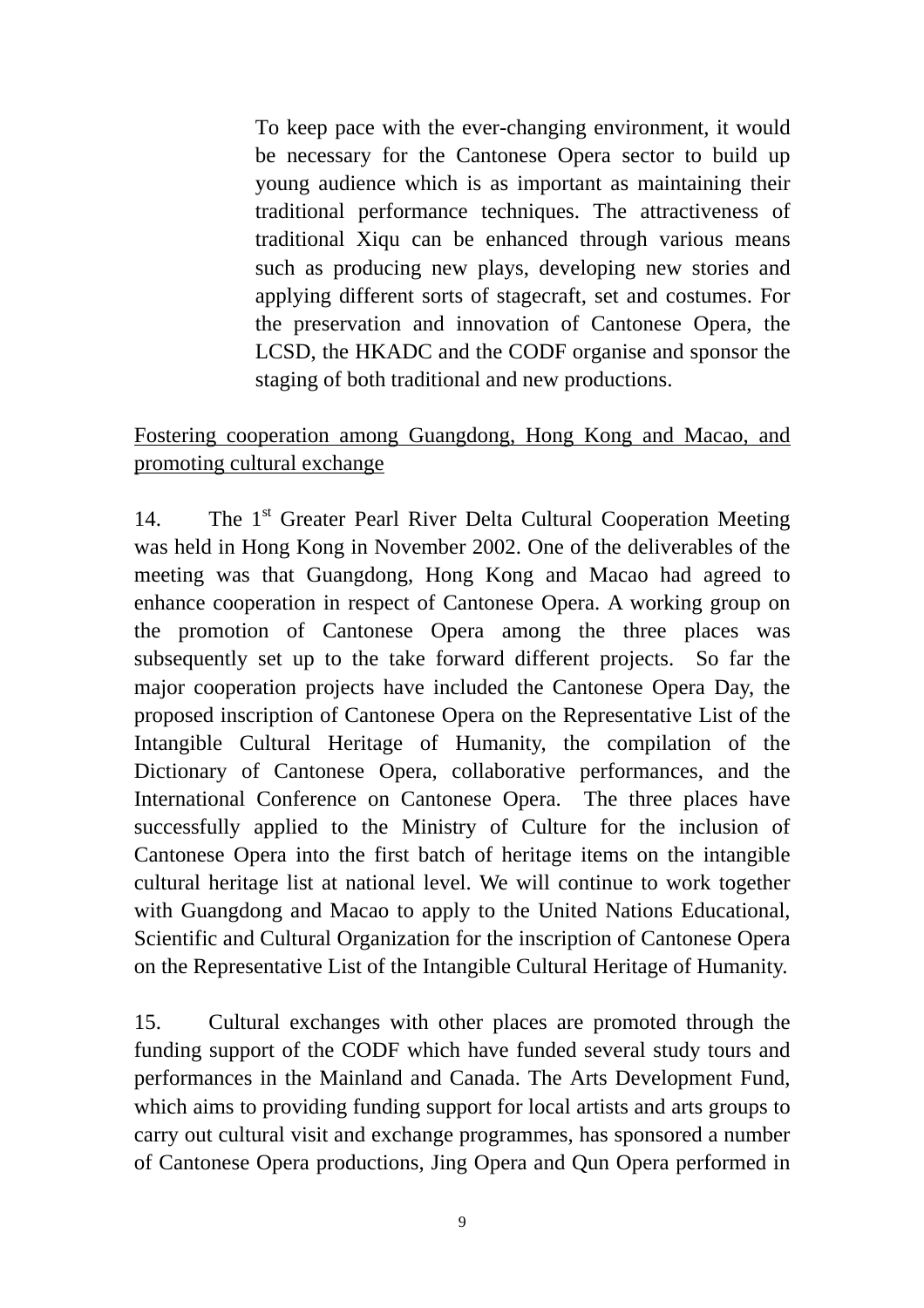To keep pace with the ever-changing environment, it would be necessary for the Cantonese Opera sector to build up young audience which is as important as maintaining their traditional performance techniques. The attractiveness of traditional Xiqu can be enhanced through various means such as producing new plays, developing new stories and applying different sorts of stagecraft, set and costumes. For the preservation and innovation of Cantonese Opera, the LCSD, the HKADC and the CODF organise and sponsor the staging of both traditional and new productions.

<u>Fostering cooperation among Guangdong, Hong Kong and Macao, and promoting cultural exchange</u>

14. The 1st Greater Pearl River Delta Cultural Cooperation Meeting was held in Hong Kong in November 2002. One of the deliverables of the meeting was that Guangdong, Hong Kong and Macao had agreed to enhance cooperation in respect of Cantonese Opera. A working group on the promotion of Cantonese Opera among the three places was subsequently set up to the take forward different projects. So far the major cooperation projects have included the Cantonese Opera Day, the proposed inscription of Cantonese Opera on the Representative List of the Intangible Cultural Heritage of Humanity, the compilation of the Dictionary of Cantonese Opera, collaborative performances, and the International Conference on Cantonese Opera. The three places have successfully applied to the Ministry of Culture for the inclusion of Cantonese Opera into the first batch of heritage items on the intangible cultural heritage list at national level. We will continue to work together with Guangdong and Macao to apply to the United Nations Educational, Scientific and Cultural Organization for the inscription of Cantonese Opera on the Representative List of the Intangible Cultural Heritage of Humanity.

15. Cultural exchanges with other places are promoted through the funding support of the CODF which have funded several study tours and performances in the Mainland and Canada. The Arts Development Fund, which aims to providing funding support for local artists and arts groups to carry out cultural visit and exchange programmes, has sponsored a number of Cantonese Opera productions, Jing Opera and Qun Opera performed in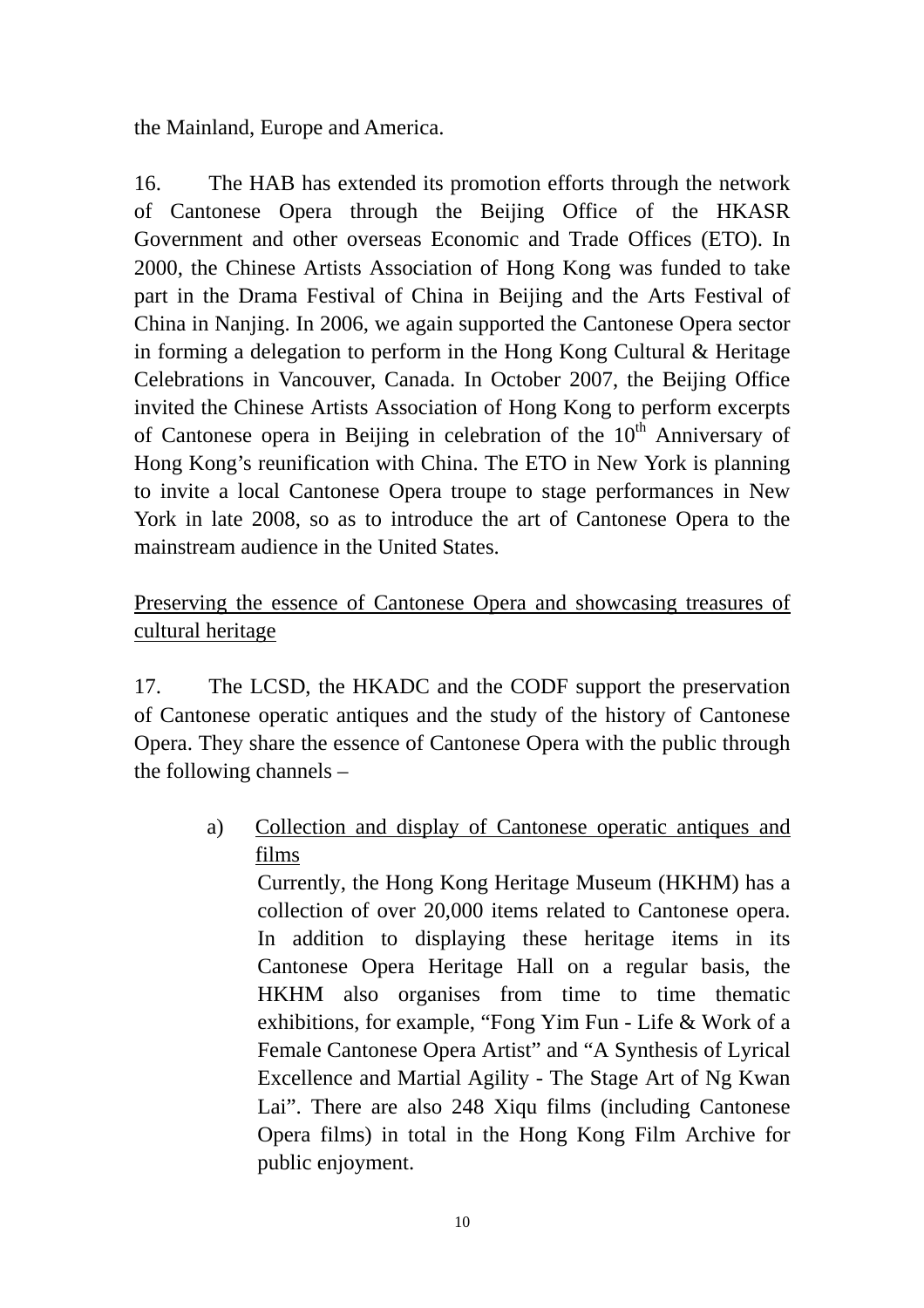the Mainland, Europe and America.

16. The HAB has extended its promotion efforts through the network of Cantonese Opera through the Beijing Office of the HKASR Government and other overseas Economic and Trade Offices (ETO). In 2000, the Chinese Artists Association of Hong Kong was funded to take part in the Drama Festival of China in Beijing and the Arts Festival of China in Nanjing. In 2006, we again supported the Cantonese Opera sector in forming a delegation to perform in the Hong Kong Cultural & Heritage Celebrations in Vancouver, Canada. In October 2007, the Beijing Office invited the Chinese Artists Association of Hong Kong to perform excerpts of Cantonese opera in Beijing in celebration of the 10th Anniversary of Hong Kong's reunification with China. The ETO in New York is planning to invite a local Cantonese Opera troupe to stage performances in New York in late 2008, so as to introduce the art of Cantonese Opera to the mainstream audience in the United States.

<u>Preserving the essence of Cantonese Opera and showcasing treasures of cultural heritage</u>

17. The LCSD, the HKADC and the CODF support the preservation of Cantonese operatic antiques and the study of the history of Cantonese Opera. They share the essence of Cantonese Opera with the public through the following channels –

a) <u>Collection and display of Cantonese operatic antiques and films</u>
   Currently, the Hong Kong Heritage Museum (HKHM) has a collection of over 20,000 items related to Cantonese opera. In addition to displaying these heritage items in its Cantonese Opera Heritage Hall on a regular basis, the HKHM also organises from time to time thematic exhibitions, for example, "Fong Yim Fun - Life & Work of a Female Cantonese Opera Artist" and "A Synthesis of Lyrical Excellence and Martial Agility - The Stage Art of Ng Kwan Lai". There are also 248 Xiqu films (including Cantonese Opera films) in total in the Hong Kong Film Archive for public enjoyment.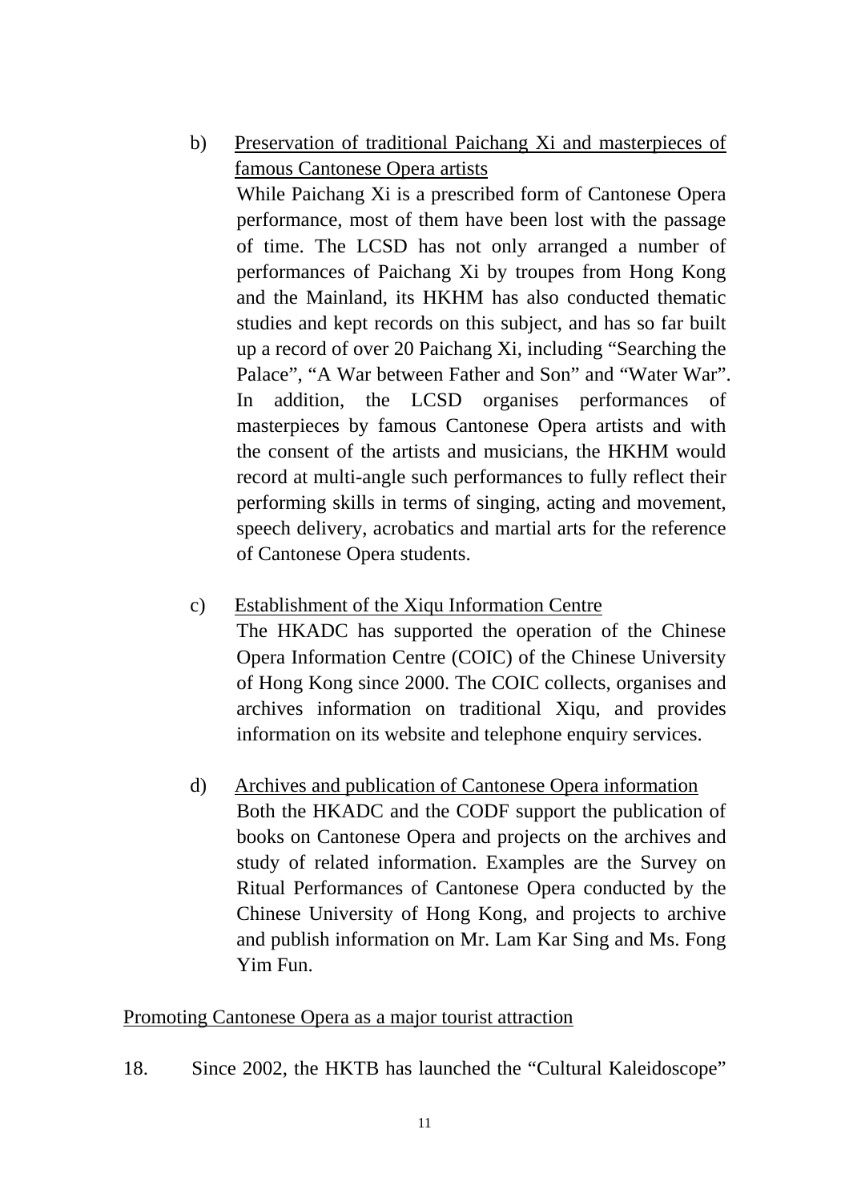b) <u>Preservation of traditional Paichang Xi and masterpieces of famous Cantonese Opera artists</u>

While Paichang Xi is a prescribed form of Cantonese Opera performance, most of them have been lost with the passage of time. The LCSD has not only arranged a number of performances of Paichang Xi by troupes from Hong Kong and the Mainland, its HKHM has also conducted thematic studies and kept records on this subject, and has so far built up a record of over 20 Paichang Xi, including "Searching the Palace", "A War between Father and Son" and "Water War". In addition, the LCSD organises performances of masterpieces by famous Cantonese Opera artists and with the consent of the artists and musicians, the HKHM would record at multi-angle such performances to fully reflect their performing skills in terms of singing, acting and movement, speech delivery, acrobatics and martial arts for the reference of Cantonese Opera students.

c) <u>Establishment of the Xiqu Information Centre</u>

The HKADC has supported the operation of the Chinese Opera Information Centre (COIC) of the Chinese University of Hong Kong since 2000. The COIC collects, organises and archives information on traditional Xiqu, and provides information on its website and telephone enquiry services.

d) <u>Archives and publication of Cantonese Opera information</u>

Both the HKADC and the CODF support the publication of books on Cantonese Opera and projects on the archives and study of related information. Examples are the Survey on Ritual Performances of Cantonese Opera conducted by the Chinese University of Hong Kong, and projects to archive and publish information on Mr. Lam Kar Sing and Ms. Fong Yim Fun.

<u>Promoting Cantonese Opera as a major tourist attraction</u>

18. Since 2002, the HKTB has launched the "Cultural Kaleidoscope"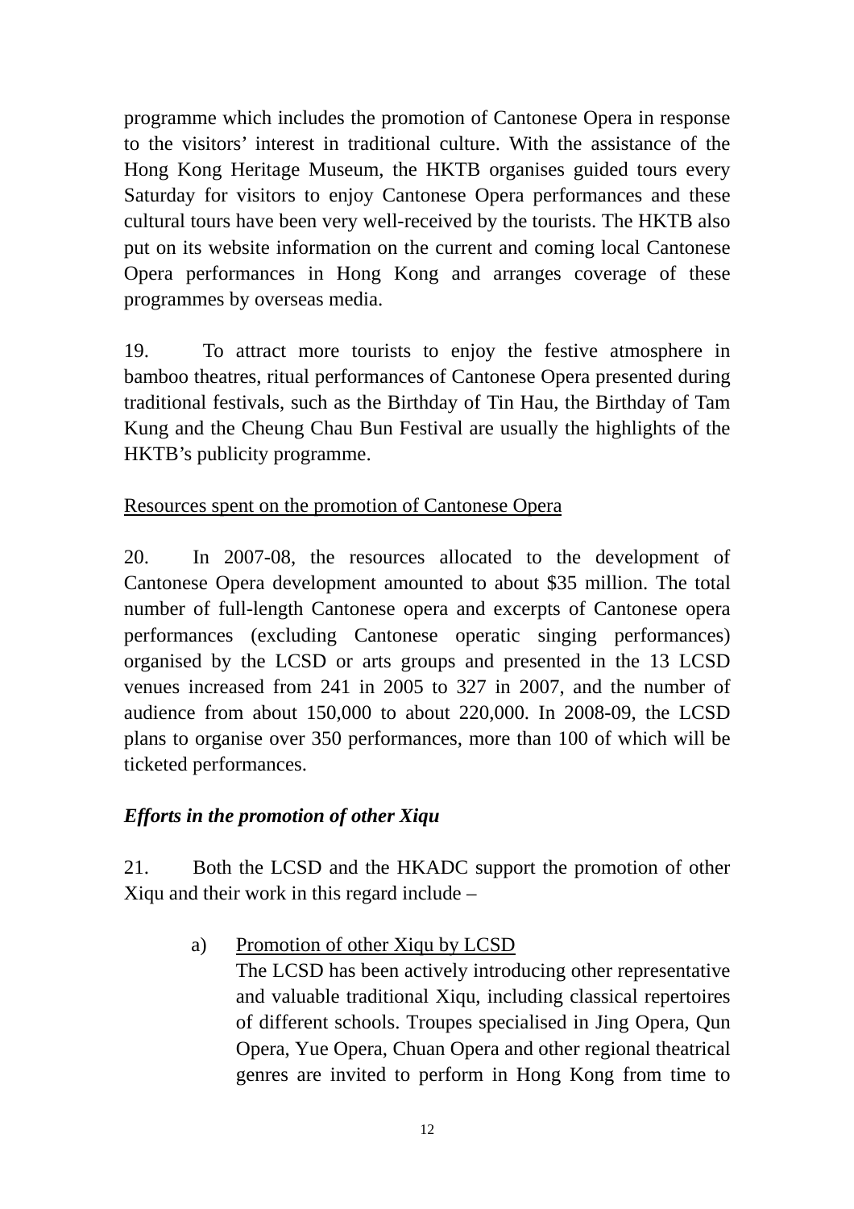programme which includes the promotion of Cantonese Opera in response to the visitors' interest in traditional culture. With the assistance of the Hong Kong Heritage Museum, the HKTB organises guided tours every Saturday for visitors to enjoy Cantonese Opera performances and these cultural tours have been very well-received by the tourists. The HKTB also put on its website information on the current and coming local Cantonese Opera performances in Hong Kong and arranges coverage of these programmes by overseas media.

19. To attract more tourists to enjoy the festive atmosphere in bamboo theatres, ritual performances of Cantonese Opera presented during traditional festivals, such as the Birthday of Tin Hau, the Birthday of Tam Kung and the Cheung Chau Bun Festival are usually the highlights of the HKTB's publicity programme.

<u>Resources spent on the promotion of Cantonese Opera</u>

20. In 2007-08, the resources allocated to the development of Cantonese Opera development amounted to about $35 million. The total number of full-length Cantonese opera and excerpts of Cantonese opera performances (excluding Cantonese operatic singing performances) organised by the LCSD or arts groups and presented in the 13 LCSD venues increased from 241 in 2005 to 327 in 2007, and the number of audience from about 150,000 to about 220,000. In 2008-09, the LCSD plans to organise over 350 performances, more than 100 of which will be ticketed performances.

***Efforts in the promotion of other Xiqu***

21. Both the LCSD and the HKADC support the promotion of other Xiqu and their work in this regard include –

a) <u>Promotion of other Xiqu by LCSD</u>
The LCSD has been actively introducing other representative and valuable traditional Xiqu, including classical repertoires of different schools. Troupes specialised in Jing Opera, Qun Opera, Yue Opera, Chuan Opera and other regional theatrical genres are invited to perform in Hong Kong from time to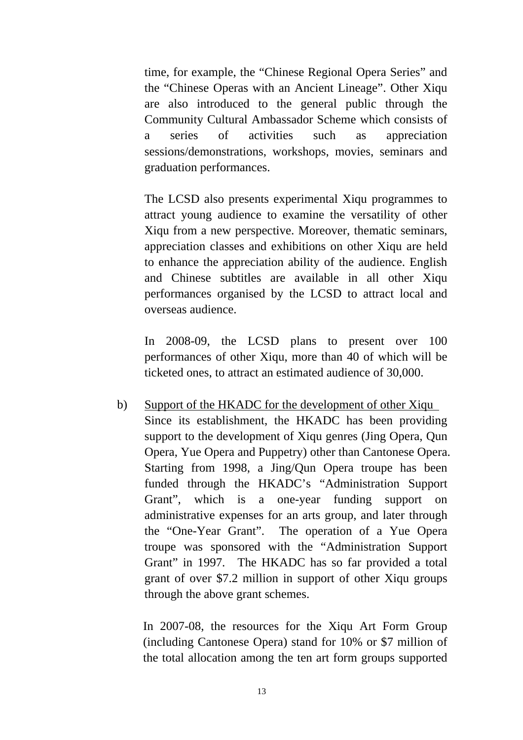time, for example, the "Chinese Regional Opera Series" and the "Chinese Operas with an Ancient Lineage". Other Xiqu are also introduced to the general public through the Community Cultural Ambassador Scheme which consists of a series of activities such as appreciation sessions/demonstrations, workshops, movies, seminars and graduation performances.

The LCSD also presents experimental Xiqu programmes to attract young audience to examine the versatility of other Xiqu from a new perspective. Moreover, thematic seminars, appreciation classes and exhibitions on other Xiqu are held to enhance the appreciation ability of the audience. English and Chinese subtitles are available in all other Xiqu performances organised by the LCSD to attract local and overseas audience.

In 2008-09, the LCSD plans to present over 100 performances of other Xiqu, more than 40 of which will be ticketed ones, to attract an estimated audience of 30,000.

b) Support of the HKADC for the development of other Xiqu

Since its establishment, the HKADC has been providing support to the development of Xiqu genres (Jing Opera, Qun Opera, Yue Opera and Puppetry) other than Cantonese Opera. Starting from 1998, a Jing/Qun Opera troupe has been funded through the HKADC's "Administration Support Grant", which is a one-year funding support on administrative expenses for an arts group, and later through the "One-Year Grant". The operation of a Yue Opera troupe was sponsored with the "Administration Support Grant" in 1997. The HKADC has so far provided a total grant of over $7.2 million in support of other Xiqu groups through the above grant schemes.

In 2007-08, the resources for the Xiqu Art Form Group (including Cantonese Opera) stand for 10% or $7 million of the total allocation among the ten art form groups supported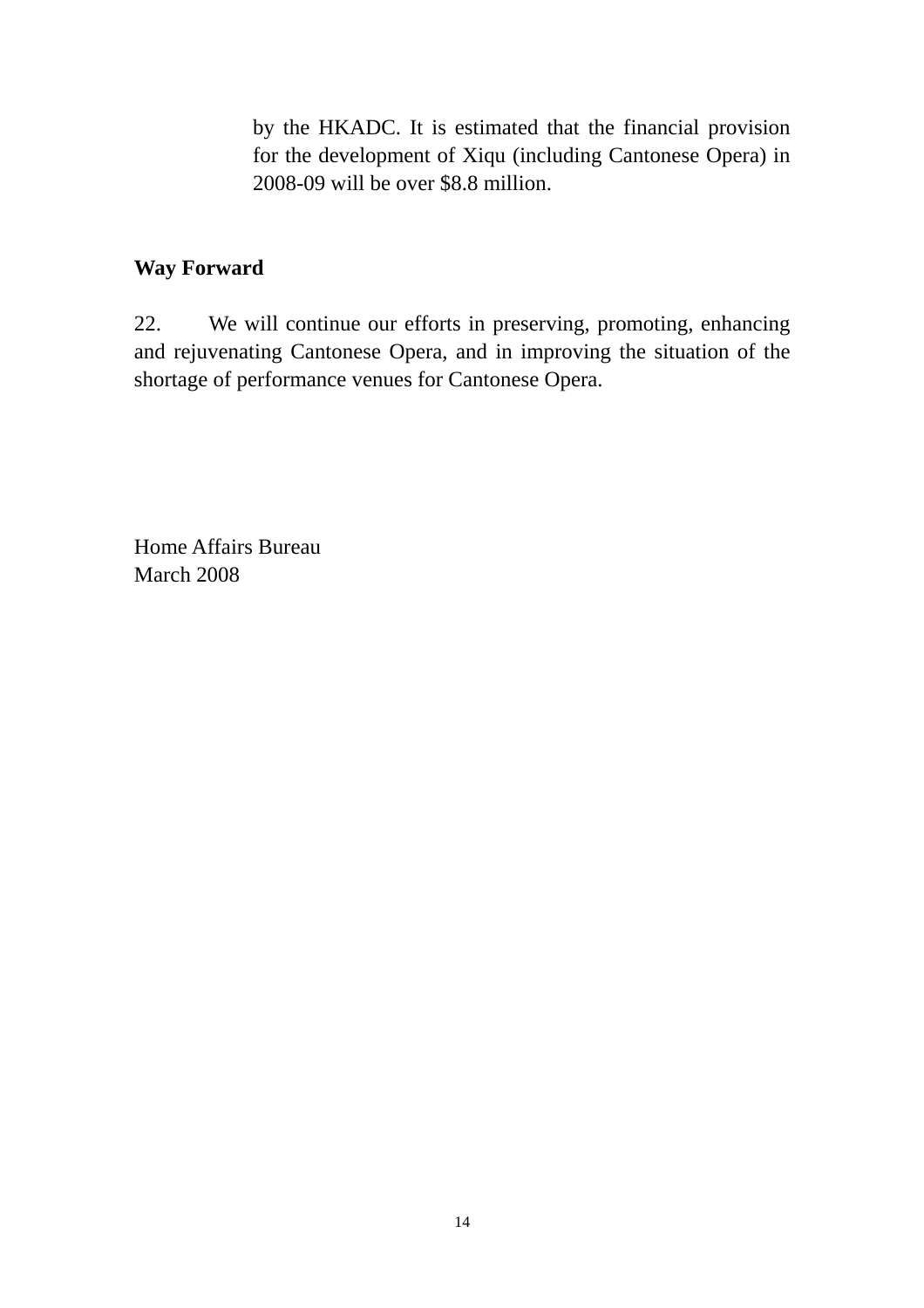by the HKADC. It is estimated that the financial provision for the development of Xiqu (including Cantonese Opera) in 2008-09 will be over $8.8 million.

## Way Forward

22. We will continue our efforts in preserving, promoting, enhancing and rejuvenating Cantonese Opera, and in improving the situation of the shortage of performance venues for Cantonese Opera.

Home Affairs Bureau
March 2008